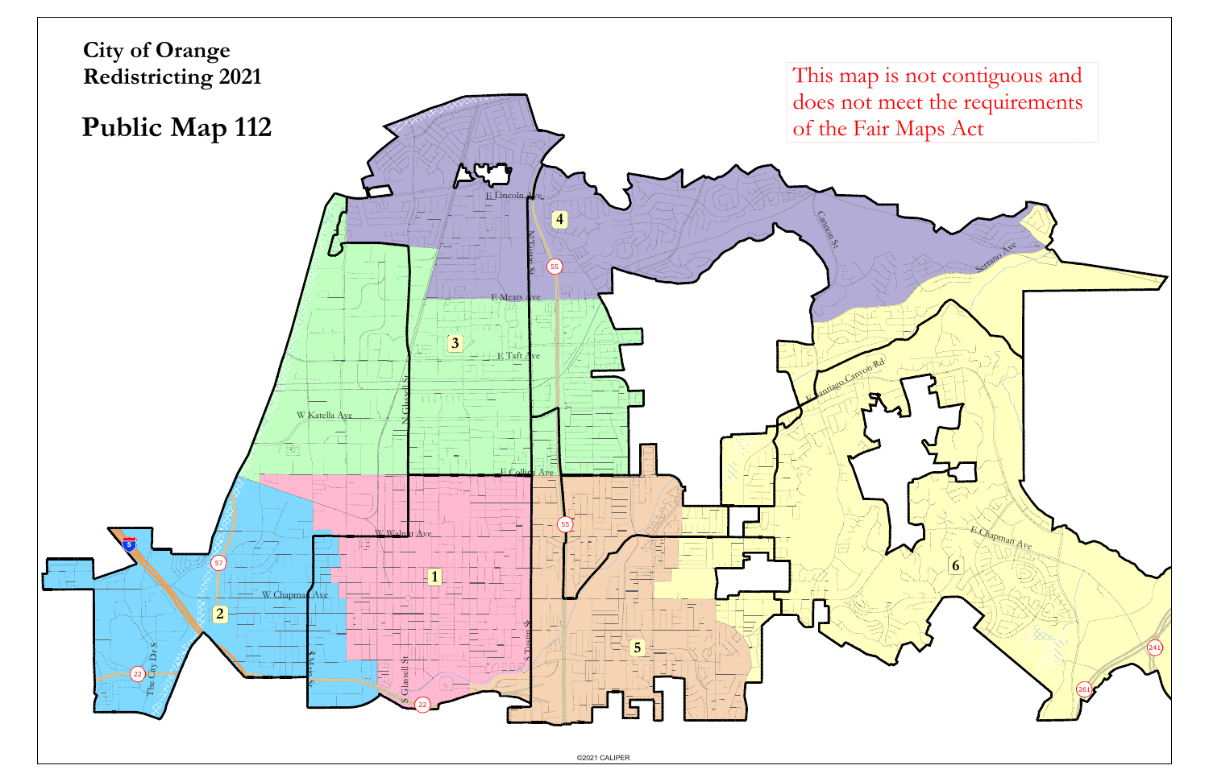# City of Orange
## Redistricting 2021

# Public Map 112

This map is not contiguous and does not meet the requirements of the Fair Maps Act

©2021 CALIPER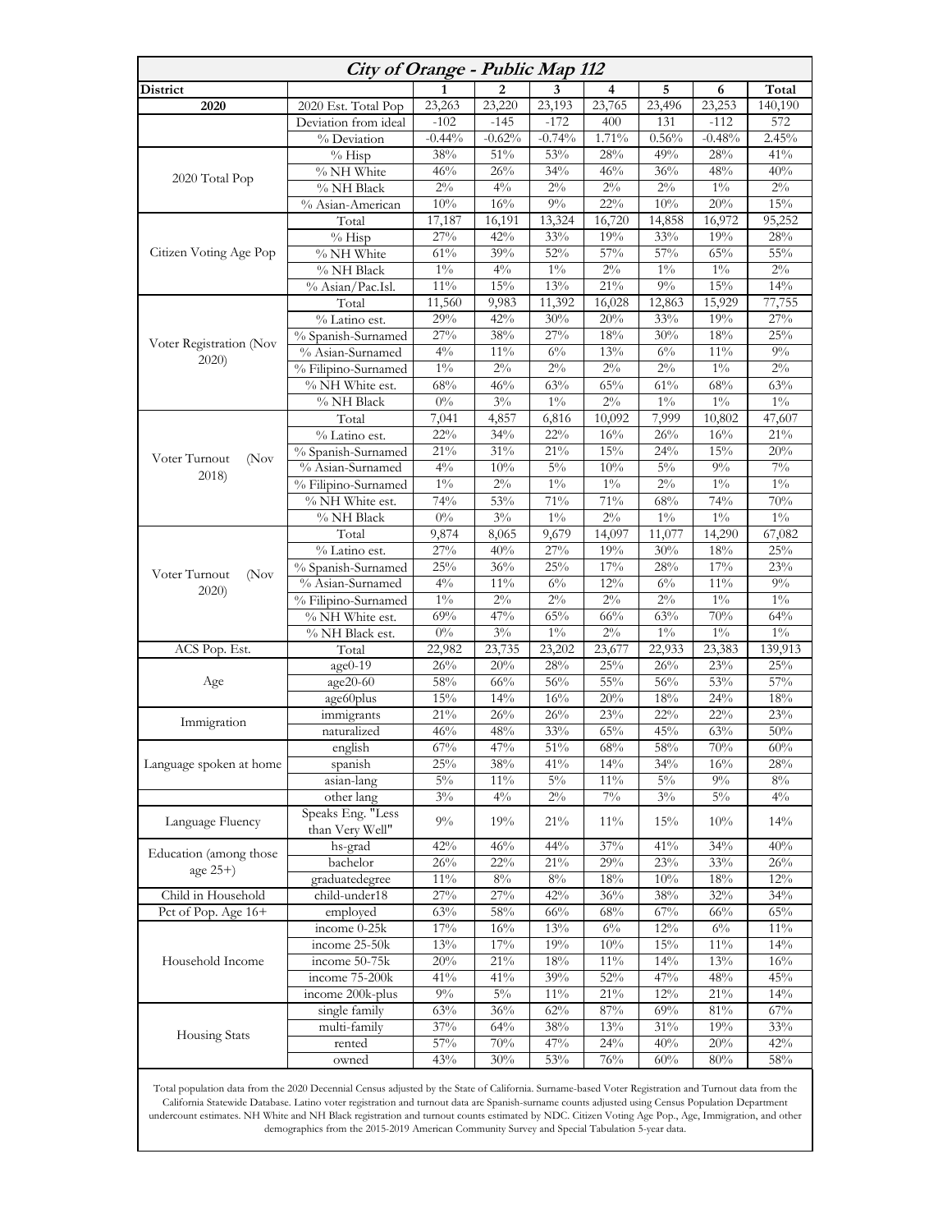# City of Orange - Public Map 112

| District | | 1 | 2 | 3 | 4 | 5 | 6 | Total |
|---|---|---|---|---|---|---|---|---|
| 2020 | 2020 Est. Total Pop | 23,263 | 23,220 | 23,193 | 23,765 | 23,496 | 23,253 | 140,190 |
| | Deviation from ideal | -102 | -145 | -172 | 400 | 131 | -112 | 572 |
| | % Deviation | -0.44% | -0.62% | -0.74% | 1.71% | 0.56% | -0.48% | 2.45% |
| 2020 Total Pop | % Hisp | 38% | 51% | 53% | 28% | 49% | 28% | 41% |
| | % NH White | 46% | 26% | 34% | 46% | 36% | 48% | 40% |
| | % NH Black | 2% | 4% | 2% | 2% | 2% | 1% | 2% |
| | % Asian-American | 10% | 16% | 9% | 22% | 10% | 20% | 15% |
| Citizen Voting Age Pop | Total | 17,187 | 16,191 | 13,324 | 16,720 | 14,858 | 16,972 | 95,252 |
| | % Hisp | 27% | 42% | 33% | 19% | 33% | 19% | 28% |
| | % NH White | 61% | 39% | 52% | 57% | 57% | 65% | 55% |
| | % NH Black | 1% | 4% | 1% | 2% | 1% | 1% | 2% |
| | % Asian/Pac.Isl. | 11% | 15% | 13% | 21% | 9% | 15% | 14% |
| Voter Registration (Nov 2020) | Total | 11,560 | 9,983 | 11,392 | 16,028 | 12,863 | 15,929 | 77,755 |
| | % Latino est. | 29% | 42% | 30% | 20% | 33% | 19% | 27% |
| | % Spanish-Surnamed | 27% | 38% | 27% | 18% | 30% | 18% | 25% |
| | % Asian-Surnamed | 4% | 11% | 6% | 13% | 6% | 11% | 9% |
| | % Filipino-Surnamed | 1% | 2% | 2% | 2% | 2% | 1% | 2% |
| | % NH White est. | 68% | 46% | 63% | 65% | 61% | 68% | 63% |
| | % NH Black | 0% | 3% | 1% | 2% | 1% | 1% | 1% |
| Voter Turnout (Nov 2018) | Total | 7,041 | 4,857 | 6,816 | 10,092 | 7,999 | 10,802 | 47,607 |
| | % Latino est. | 22% | 34% | 22% | 16% | 26% | 16% | 21% |
| | % Spanish-Surnamed | 21% | 31% | 21% | 15% | 24% | 15% | 20% |
| | % Asian-Surnamed | 4% | 10% | 5% | 10% | 5% | 9% | 7% |
| | % Filipino-Surnamed | 1% | 2% | 1% | 1% | 2% | 1% | 1% |
| | % NH White est. | 74% | 53% | 71% | 71% | 68% | 74% | 70% |
| | % NH Black | 0% | 3% | 1% | 2% | 1% | 1% | 1% |
| Voter Turnout (Nov 2020) | Total | 9,874 | 8,065 | 9,679 | 14,097 | 11,077 | 14,290 | 67,082 |
| | % Latino est. | 27% | 40% | 27% | 19% | 30% | 18% | 25% |
| | % Spanish-Surnamed | 25% | 36% | 25% | 17% | 28% | 17% | 23% |
| | % Asian-Surnamed | 4% | 11% | 6% | 12% | 6% | 11% | 9% |
| | % Filipino-Surnamed | 1% | 2% | 2% | 2% | 2% | 1% | 1% |
| | % NH White est. | 69% | 47% | 65% | 66% | 63% | 70% | 64% |
| | % NH Black est. | 0% | 3% | 1% | 2% | 1% | 1% | 1% |
| ACS Pop. Est. | Total | 22,982 | 23,735 | 23,202 | 23,677 | 22,933 | 23,383 | 139,913 |
| Age | age0-19 | 26% | 20% | 28% | 25% | 26% | 23% | 25% |
| | age20-60 | 58% | 66% | 56% | 55% | 56% | 53% | 57% |
| | age60plus | 15% | 14% | 16% | 20% | 18% | 24% | 18% |
| Immigration | immigrants | 21% | 26% | 26% | 23% | 22% | 22% | 23% |
| | naturalized | 46% | 48% | 33% | 65% | 45% | 63% | 50% |
| Language spoken at home | english | 67% | 47% | 51% | 68% | 58% | 70% | 60% |
| | spanish | 25% | 38% | 41% | 14% | 34% | 16% | 28% |
| | asian-lang | 5% | 11% | 5% | 11% | 5% | 9% | 8% |
| | other lang | 3% | 4% | 2% | 7% | 3% | 5% | 4% |
| Language Fluency | Speaks Eng. "Less than Very Well" | 9% | 19% | 21% | 11% | 15% | 10% | 14% |
| Education (among those age 25+) | hs-grad | 42% | 46% | 44% | 37% | 41% | 34% | 40% |
| | bachelor | 26% | 22% | 21% | 29% | 23% | 33% | 26% |
| | graduatedegree | 11% | 8% | 8% | 18% | 10% | 18% | 12% |
| Child in Household | child-under18 | 27% | 27% | 42% | 36% | 38% | 32% | 34% |
| Pct of Pop. Age 16+ | employed | 63% | 58% | 66% | 68% | 67% | 66% | 65% |
| Household Income | income 0-25k | 17% | 16% | 13% | 6% | 12% | 6% | 11% |
| | income 25-50k | 13% | 17% | 19% | 10% | 15% | 11% | 14% |
| | income 50-75k | 20% | 21% | 18% | 11% | 14% | 13% | 16% |
| | income 75-200k | 41% | 41% | 39% | 52% | 47% | 48% | 45% |
| | income 200k-plus | 9% | 5% | 11% | 21% | 12% | 21% | 14% |
| Housing Stats | single family | 63% | 36% | 62% | 87% | 69% | 81% | 67% |
| | multi-family | 37% | 64% | 38% | 13% | 31% | 19% | 33% |
| | rented | 57% | 70% | 47% | 24% | 40% | 20% | 42% |
| | owned | 43% | 30% | 53% | 76% | 60% | 80% | 58% |

Total population data from the 2020 Decennial Census adjusted by the State of California. Surname-based Voter Registration and Turnout data from the California Statewide Database. Latino voter registration and turnout data are Spanish-surname counts adjusted using Census Population Department undercount estimates. NH White and NH Black registration and turnout counts estimated by NDC. Citizen Voting Age Pop., Age, Immigration, and other demographics from the 2015-2019 American Community Survey and Special Tabulation 5-year data.